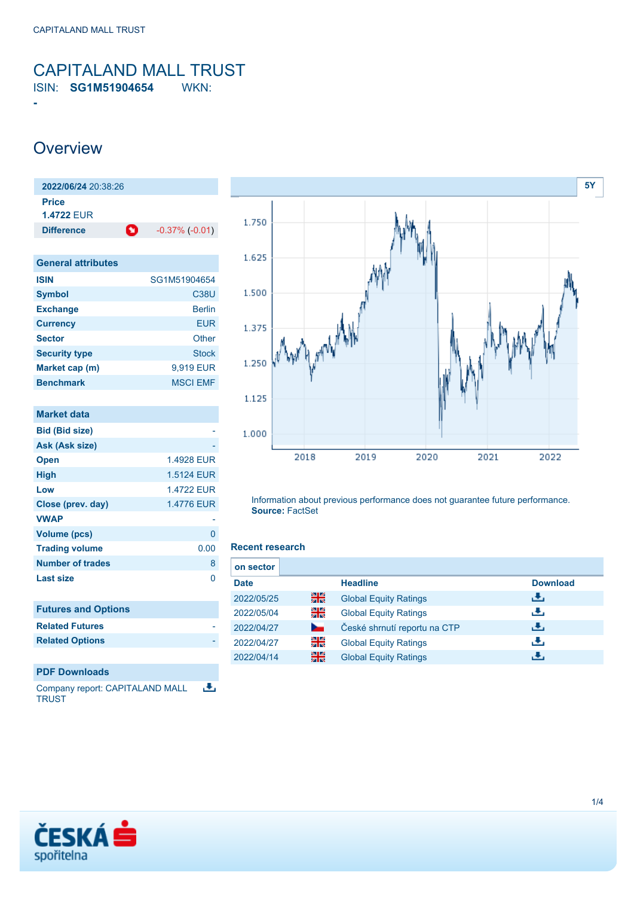CAPITALAND MALL TRUST

# CAPITALAND MALL TRUST

ISIN: **SG1M51904654** WKN: **-**

## Overview

| **2022/06/24** 20:38:26 | |
|---|---|
| **Price** | |
| 1.4722 EUR | |
| **Difference** | -0.37% (-0.01) |

| General attributes | |
|---|---|
| **ISIN** | SG1M51904654 |
| **Symbol** | C38U |
| **Exchange** | Berlin |
| **Currency** | EUR |
| **Sector** | Other |
| **Security type** | Stock |
| **Market cap (m)** | 9,919 EUR |
| **Benchmark** | MSCI EMF |

| Market data | |
|---|---|
| **Bid (Bid size)** | - |
| **Ask (Ask size)** | - |
| **Open** | 1.4928 EUR |
| **High** | 1.5124 EUR |
| **Low** | 1.4722 EUR |
| **Close (prev. day)** | 1.4776 EUR |
| **VWAP** | - |
| **Volume (pcs)** | 0 |
| **Trading volume** | 0.00 |
| **Number of trades** | 8 |
| **Last size** | 0 |

| Futures and Options | |
|---|---|
| **Related Futures** | - |
| **Related Options** | - |

**PDF Downloads**

Company report: CAPITALAND MALL TRUST

5Y

Information about previous performance does not guarantee future performance.
**Source:** FactSet

### Recent research

on sector

| Date | | Headline | Download |
|---|---|---|---|
| 2022/05/25 | | Global Equity Ratings | |
| 2022/05/04 | | Global Equity Ratings | |
| 2022/04/27 | | České shrnutí reportu na CTP | |
| 2022/04/27 | | Global Equity Ratings | |
| 2022/04/14 | | Global Equity Ratings | |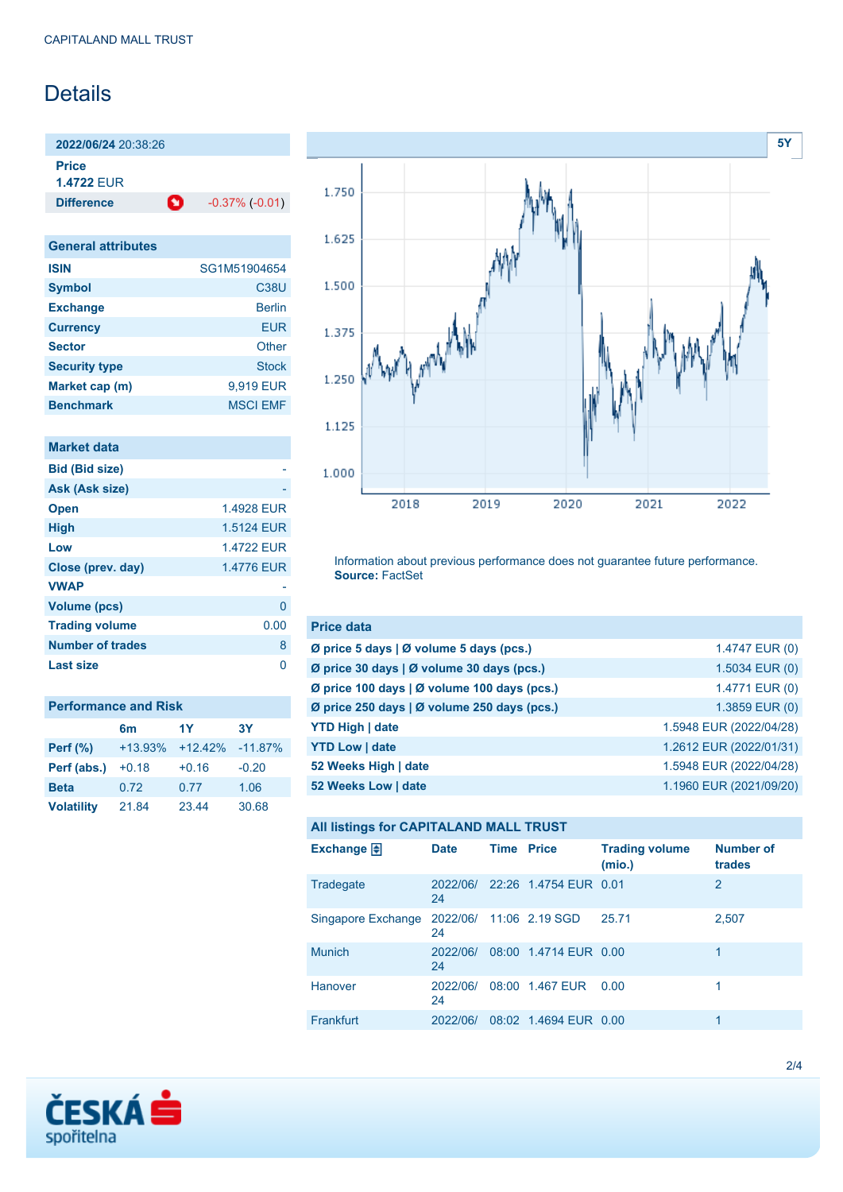# Details

**2022/06/24** 20:38:26

**Price**
1.4722 EUR

**Difference** -0.37% (-0.01)

| General attributes | |
|---|---|
| ISIN | SG1M51904654 |
| Symbol | C38U |
| Exchange | Berlin |
| Currency | EUR |
| Sector | Other |
| Security type | Stock |
| Market cap (m) | 9,919 EUR |
| Benchmark | MSCI EMF |

| Market data | |
|---|---|
| Bid (Bid size) | - |
| Ask (Ask size) | - |
| Open | 1.4928 EUR |
| High | 1.5124 EUR |
| Low | 1.4722 EUR |
| Close (prev. day) | 1.4776 EUR |
| VWAP | - |
| Volume (pcs) | 0 |
| Trading volume | 0.00 |
| Number of trades | 8 |
| Last size | 0 |

| Performance and Risk | 6m | 1Y | 3Y |
|---|---|---|---|
| Perf (%) | +13.93% | +12.42% | -11.87% |
| Perf (abs.) | +0.18 | +0.16 | -0.20 |
| Beta | 0.72 | 0.77 | 1.06 |
| Volatility | 21.84 | 23.44 | 30.68 |

5Y

Information about previous performance does not guarantee future performance.
**Source:** FactSet

| Price data | |
|---|---|
| Ø price 5 days \| Ø volume 5 days (pcs.) | 1.4747 EUR (0) |
| Ø price 30 days \| Ø volume 30 days (pcs.) | 1.5034 EUR (0) |
| Ø price 100 days \| Ø volume 100 days (pcs.) | 1.4771 EUR (0) |
| Ø price 250 days \| Ø volume 250 days (pcs.) | 1.3859 EUR (0) |
| YTD High \| date | 1.5948 EUR (2022/04/28) |
| YTD Low \| date | 1.2612 EUR (2022/01/31) |
| 52 Weeks High \| date | 1.5948 EUR (2022/04/28) |
| 52 Weeks Low \| date | 1.1960 EUR (2021/09/20) |

**All listings for CAPITALAND MALL TRUST**

| Exchange | Date | Time | Price | Trading volume (mio.) | Number of trades |
|---|---|---|---|---|---|
| Tradegate | 2022/06/24 | 22:26 | 1.4754 EUR | 0.01 | 2 |
| Singapore Exchange | 2022/06/24 | 11:06 | 2.19 SGD | 25.71 | 2,507 |
| Munich | 2022/06/24 | 08:00 | 1.4714 EUR | 0.00 | 1 |
| Hanover | 2022/06/24 | 08:00 | 1.467 EUR | 0.00 | 1 |
| Frankfurt | 2022/06/ | 08:02 | 1.4694 EUR | 0.00 | 1 |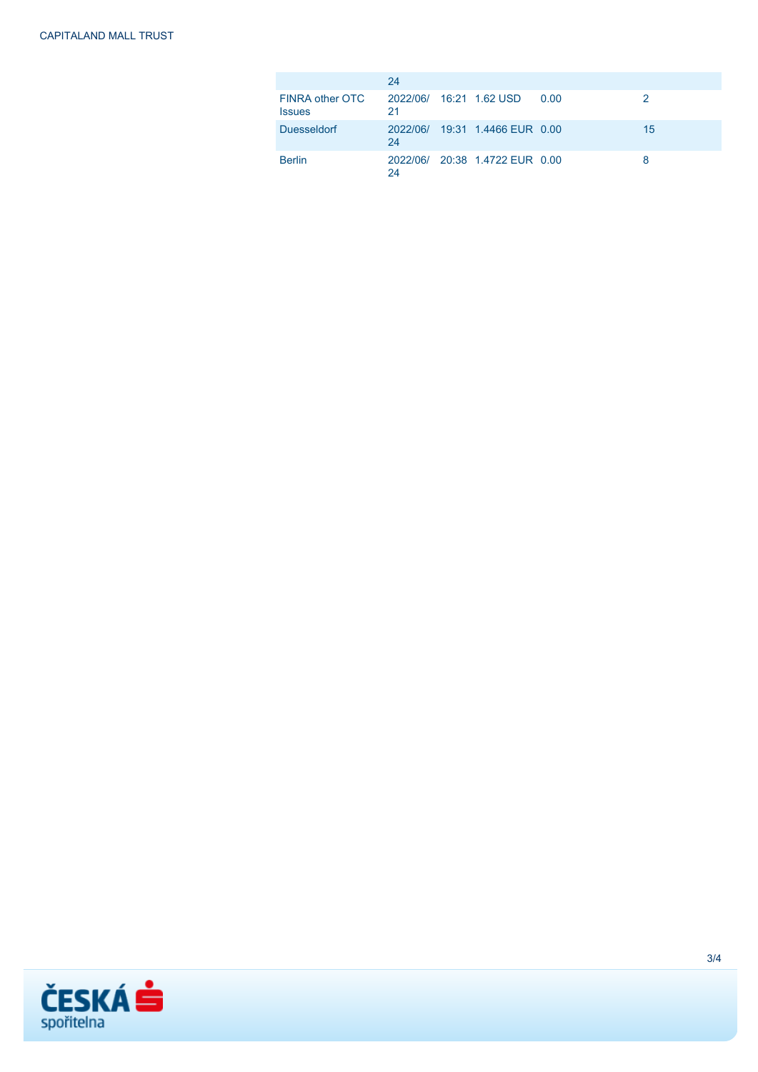| | | | | | |
|---|---|---|---|---|---|
| | 24 | | | | |
| FINRA other OTC Issues | 2022/06/21 | 16:21 | 1.62 USD | 0.00 | 2 |
| Duesseldorf | 2022/06/24 | 19:31 | 1.4466 EUR | 0.00 | 15 |
| Berlin | 2022/06/24 | 20:38 | 1.4722 EUR | 0.00 | 8 |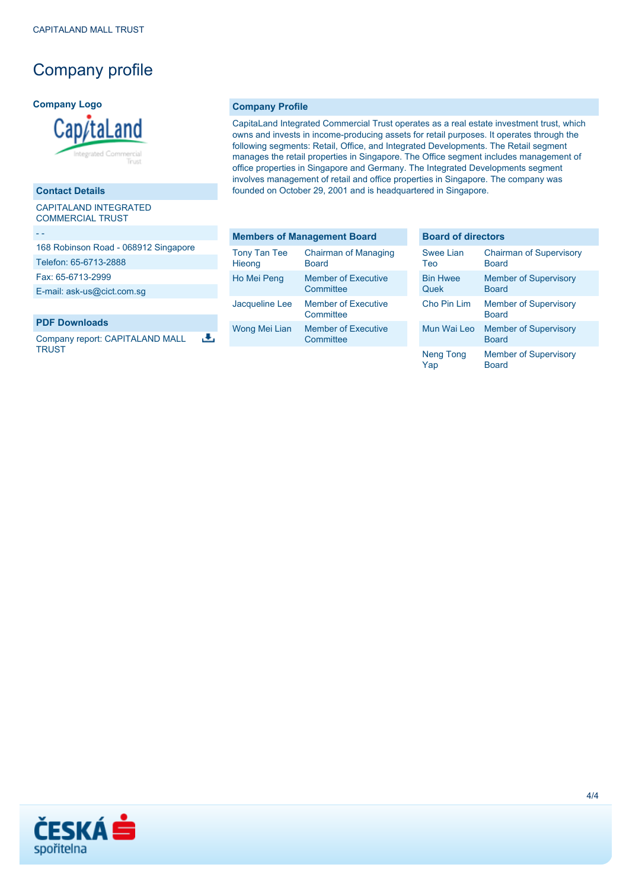# Company profile

**Company Logo**

## Contact Details

CAPITALAND INTEGRATED COMMERCIAL TRUST

- -

168 Robinson Road - 068912 Singapore

Telefon: 65-6713-2888

Fax: 65-6713-2999

E-mail: ask-us@cict.com.sg

## PDF Downloads

Company report: CAPITALAND MALL TRUST

## Company Profile

CapitaLand Integrated Commercial Trust operates as a real estate investment trust, which owns and invests in income-producing assets for retail purposes. It operates through the following segments: Retail, Office, and Integrated Developments. The Retail segment manages the retail properties in Singapore. The Office segment includes management of office properties in Singapore and Germany. The Integrated Developments segment involves management of retail and office properties in Singapore. The company was founded on October 29, 2001 and is headquartered in Singapore.

## Members of Management Board

| | |
|---|---|
| Tony Tan Tee Hieong | Chairman of Managing Board |
| Ho Mei Peng | Member of Executive Committee |
| Jacqueline Lee | Member of Executive Committee |
| Wong Mei Lian | Member of Executive Committee |

## Board of directors

| | |
|---|---|
| Swee Lian Teo | Chairman of Supervisory Board |
| Bin Hwee Quek | Member of Supervisory Board |
| Cho Pin Lim | Member of Supervisory Board |
| Mun Wai Leo | Member of Supervisory Board |
| Neng Tong Yap | Member of Supervisory Board |